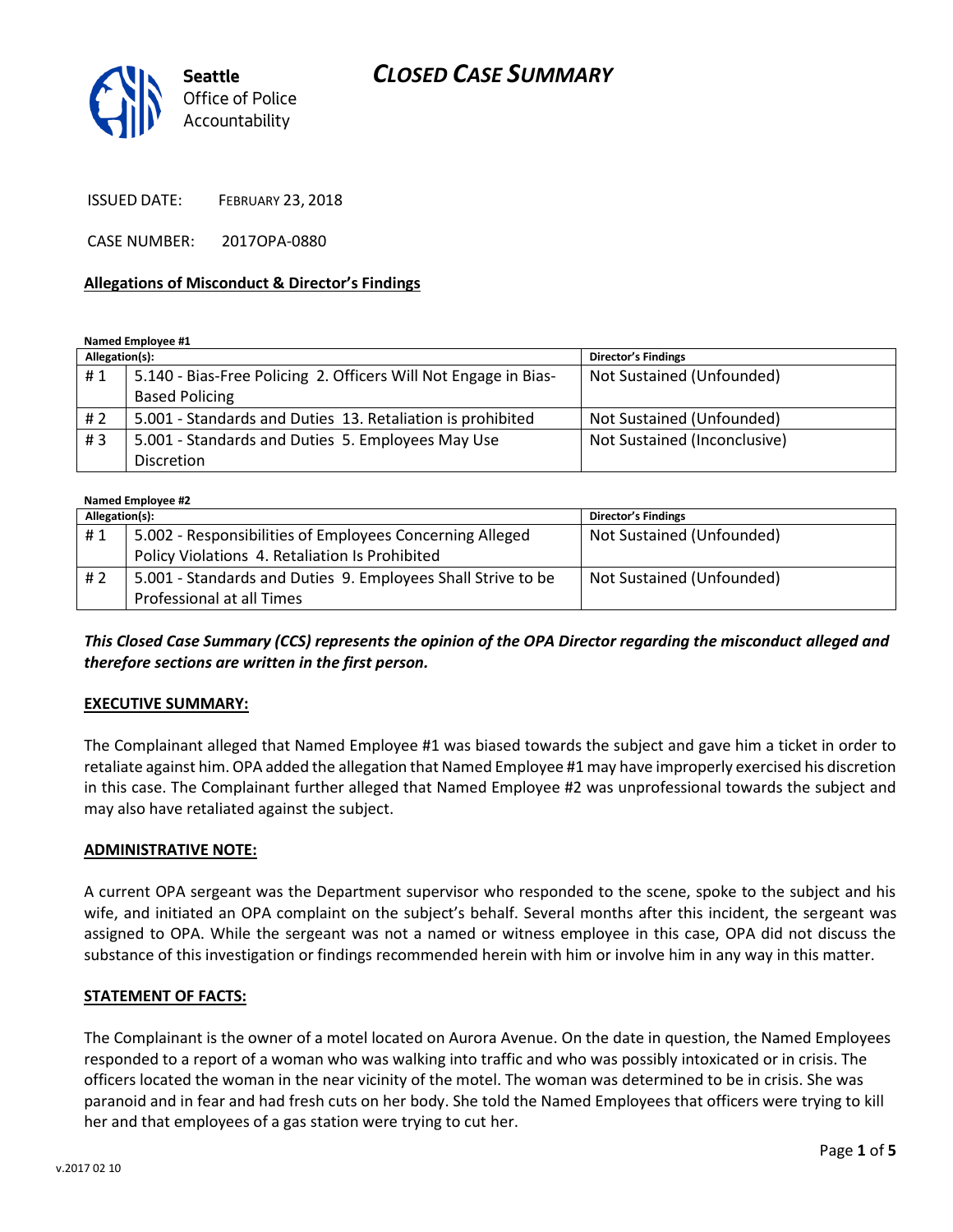# CLOSED CASE SUMMARY

Seattle Office of Police Accountability

ISSUED DATE: FEBRUARY 23, 2018

CASE NUMBER: 2017OPA-0880

## Allegations of Misconduct & Director's Findings

**Named Employee #1**

| Allegation(s): | | Director's Findings |
|---|---|---|
| # 1 | 5.140 - Bias-Free Policing 2. Officers Will Not Engage in Bias-Based Policing | Not Sustained (Unfounded) |
| # 2 | 5.001 - Standards and Duties 13. Retaliation is prohibited | Not Sustained (Unfounded) |
| # 3 | 5.001 - Standards and Duties 5. Employees May Use Discretion | Not Sustained (Inconclusive) |

**Named Employee #2**

| Allegation(s): | | Director's Findings |
|---|---|---|
| # 1 | 5.002 - Responsibilities of Employees Concerning Alleged Policy Violations 4. Retaliation Is Prohibited | Not Sustained (Unfounded) |
| # 2 | 5.001 - Standards and Duties 9. Employees Shall Strive to be Professional at all Times | Not Sustained (Unfounded) |

***This Closed Case Summary (CCS) represents the opinion of the OPA Director regarding the misconduct alleged and therefore sections are written in the first person.***

### EXECUTIVE SUMMARY:

The Complainant alleged that Named Employee #1 was biased towards the subject and gave him a ticket in order to retaliate against him. OPA added the allegation that Named Employee #1 may have improperly exercised his discretion in this case. The Complainant further alleged that Named Employee #2 was unprofessional towards the subject and may also have retaliated against the subject.

### ADMINISTRATIVE NOTE:

A current OPA sergeant was the Department supervisor who responded to the scene, spoke to the subject and his wife, and initiated an OPA complaint on the subject's behalf. Several months after this incident, the sergeant was assigned to OPA. While the sergeant was not a named or witness employee in this case, OPA did not discuss the substance of this investigation or findings recommended herein with him or involve him in any way in this matter.

### STATEMENT OF FACTS:

The Complainant is the owner of a motel located on Aurora Avenue. On the date in question, the Named Employees responded to a report of a woman who was walking into traffic and who was possibly intoxicated or in crisis. The officers located the woman in the near vicinity of the motel. The woman was determined to be in crisis. She was paranoid and in fear and had fresh cuts on her body. She told the Named Employees that officers were trying to kill her and that employees of a gas station were trying to cut her.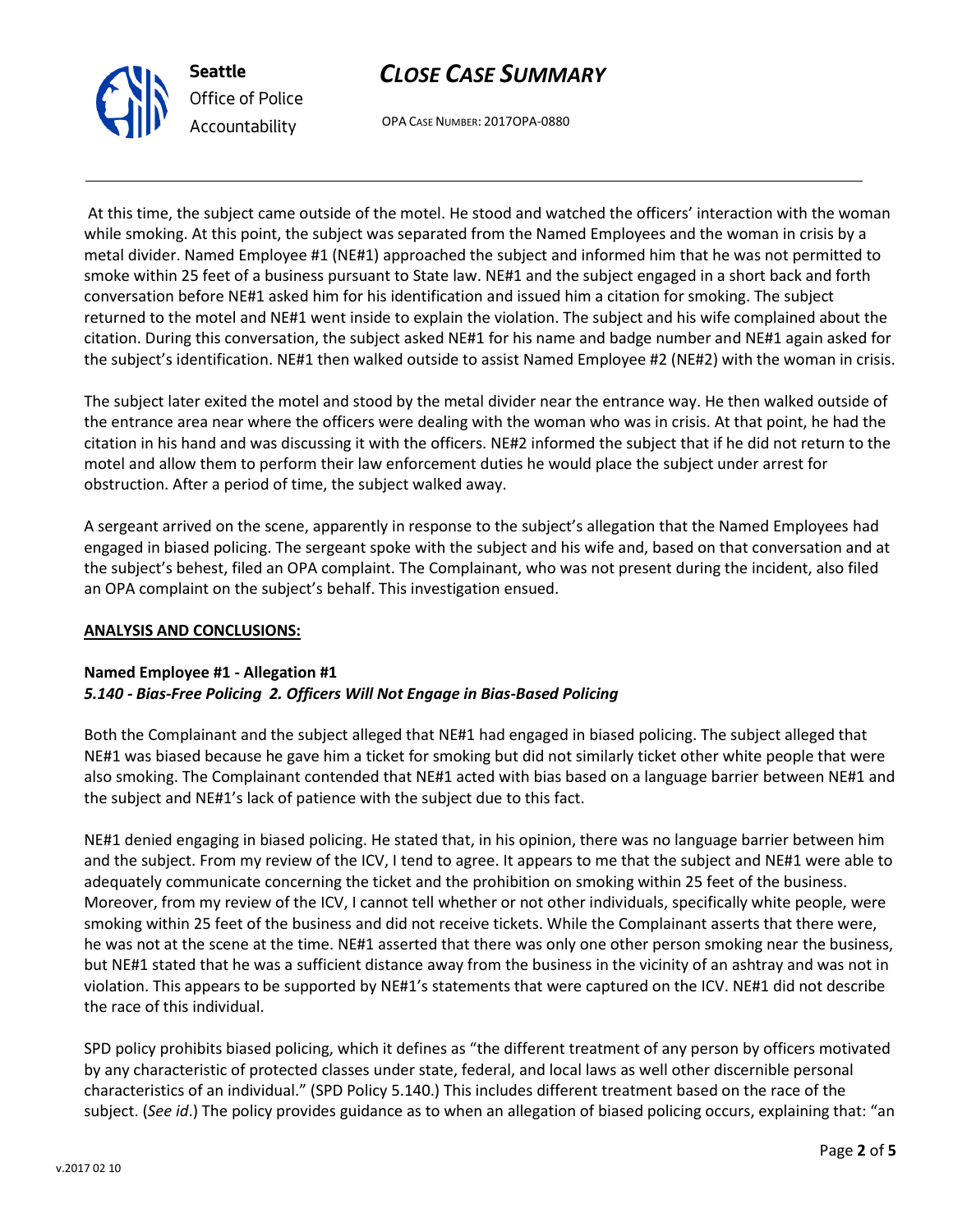At this time, the subject came outside of the motel. He stood and watched the officers' interaction with the woman while smoking. At this point, the subject was separated from the Named Employees and the woman in crisis by a metal divider. Named Employee #1 (NE#1) approached the subject and informed him that he was not permitted to smoke within 25 feet of a business pursuant to State law. NE#1 and the subject engaged in a short back and forth conversation before NE#1 asked him for his identification and issued him a citation for smoking. The subject returned to the motel and NE#1 went inside to explain the violation. The subject and his wife complained about the citation. During this conversation, the subject asked NE#1 for his name and badge number and NE#1 again asked for the subject's identification. NE#1 then walked outside to assist Named Employee #2 (NE#2) with the woman in crisis.

The subject later exited the motel and stood by the metal divider near the entrance way. He then walked outside of the entrance area near where the officers were dealing with the woman who was in crisis. At that point, he had the citation in his hand and was discussing it with the officers. NE#2 informed the subject that if he did not return to the motel and allow them to perform their law enforcement duties he would place the subject under arrest for obstruction. After a period of time, the subject walked away.

A sergeant arrived on the scene, apparently in response to the subject's allegation that the Named Employees had engaged in biased policing. The sergeant spoke with the subject and his wife and, based on that conversation and at the subject's behest, filed an OPA complaint. The Complainant, who was not present during the incident, also filed an OPA complaint on the subject's behalf. This investigation ensued.

**ANALYSIS AND CONCLUSIONS:**

**Named Employee #1 - Allegation #1**
***5.140 - Bias-Free Policing 2. Officers Will Not Engage in Bias-Based Policing***

Both the Complainant and the subject alleged that NE#1 had engaged in biased policing. The subject alleged that NE#1 was biased because he gave him a ticket for smoking but did not similarly ticket other white people that were also smoking. The Complainant contended that NE#1 acted with bias based on a language barrier between NE#1 and the subject and NE#1's lack of patience with the subject due to this fact.

NE#1 denied engaging in biased policing. He stated that, in his opinion, there was no language barrier between him and the subject. From my review of the ICV, I tend to agree. It appears to me that the subject and NE#1 were able to adequately communicate concerning the ticket and the prohibition on smoking within 25 feet of the business. Moreover, from my review of the ICV, I cannot tell whether or not other individuals, specifically white people, were smoking within 25 feet of the business and did not receive tickets. While the Complainant asserts that there were, he was not at the scene at the time. NE#1 asserted that there was only one other person smoking near the business, but NE#1 stated that he was a sufficient distance away from the business in the vicinity of an ashtray and was not in violation. This appears to be supported by NE#1's statements that were captured on the ICV. NE#1 did not describe the race of this individual.

SPD policy prohibits biased policing, which it defines as "the different treatment of any person by officers motivated by any characteristic of protected classes under state, federal, and local laws as well other discernible personal characteristics of an individual." (SPD Policy 5.140.) This includes different treatment based on the race of the subject. (*See id*.) The policy provides guidance as to when an allegation of biased policing occurs, explaining that: "an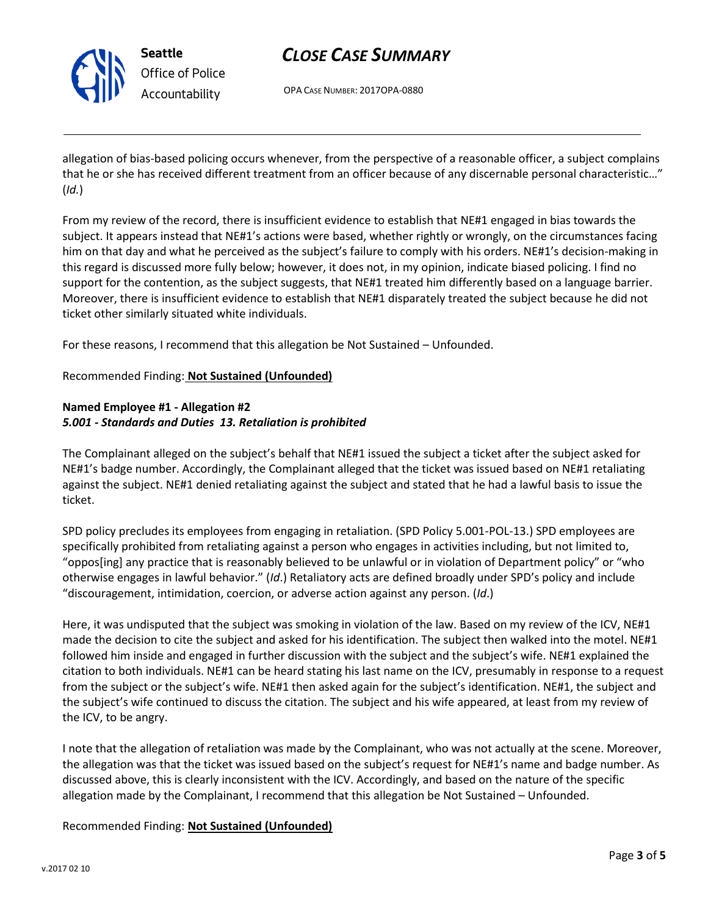allegation of bias-based policing occurs whenever, from the perspective of a reasonable officer, a subject complains that he or she has received different treatment from an officer because of any discernable personal characteristic…" (*Id.*)

From my review of the record, there is insufficient evidence to establish that NE#1 engaged in bias towards the subject. It appears instead that NE#1's actions were based, whether rightly or wrongly, on the circumstances facing him on that day and what he perceived as the subject's failure to comply with his orders. NE#1's decision-making in this regard is discussed more fully below; however, it does not, in my opinion, indicate biased policing. I find no support for the contention, as the subject suggests, that NE#1 treated him differently based on a language barrier. Moreover, there is insufficient evidence to establish that NE#1 disparately treated the subject because he did not ticket other similarly situated white individuals.

For these reasons, I recommend that this allegation be Not Sustained – Unfounded.

Recommended Finding: **Not Sustained (Unfounded)**

**Named Employee #1 - Allegation #2**
***5.001 - Standards and Duties 13. Retaliation is prohibited***

The Complainant alleged on the subject's behalf that NE#1 issued the subject a ticket after the subject asked for NE#1's badge number. Accordingly, the Complainant alleged that the ticket was issued based on NE#1 retaliating against the subject. NE#1 denied retaliating against the subject and stated that he had a lawful basis to issue the ticket.

SPD policy precludes its employees from engaging in retaliation. (SPD Policy 5.001-POL-13.) SPD employees are specifically prohibited from retaliating against a person who engages in activities including, but not limited to, "oppos[ing] any practice that is reasonably believed to be unlawful or in violation of Department policy" or "who otherwise engages in lawful behavior." (*Id*.) Retaliatory acts are defined broadly under SPD's policy and include "discouragement, intimidation, coercion, or adverse action against any person. (*Id*.)

Here, it was undisputed that the subject was smoking in violation of the law. Based on my review of the ICV, NE#1 made the decision to cite the subject and asked for his identification. The subject then walked into the motel. NE#1 followed him inside and engaged in further discussion with the subject and the subject's wife. NE#1 explained the citation to both individuals. NE#1 can be heard stating his last name on the ICV, presumably in response to a request from the subject or the subject's wife. NE#1 then asked again for the subject's identification. NE#1, the subject and the subject's wife continued to discuss the citation. The subject and his wife appeared, at least from my review of the ICV, to be angry.

I note that the allegation of retaliation was made by the Complainant, who was not actually at the scene. Moreover, the allegation was that the ticket was issued based on the subject's request for NE#1's name and badge number. As discussed above, this is clearly inconsistent with the ICV. Accordingly, and based on the nature of the specific allegation made by the Complainant, I recommend that this allegation be Not Sustained – Unfounded.

Recommended Finding: **Not Sustained (Unfounded)**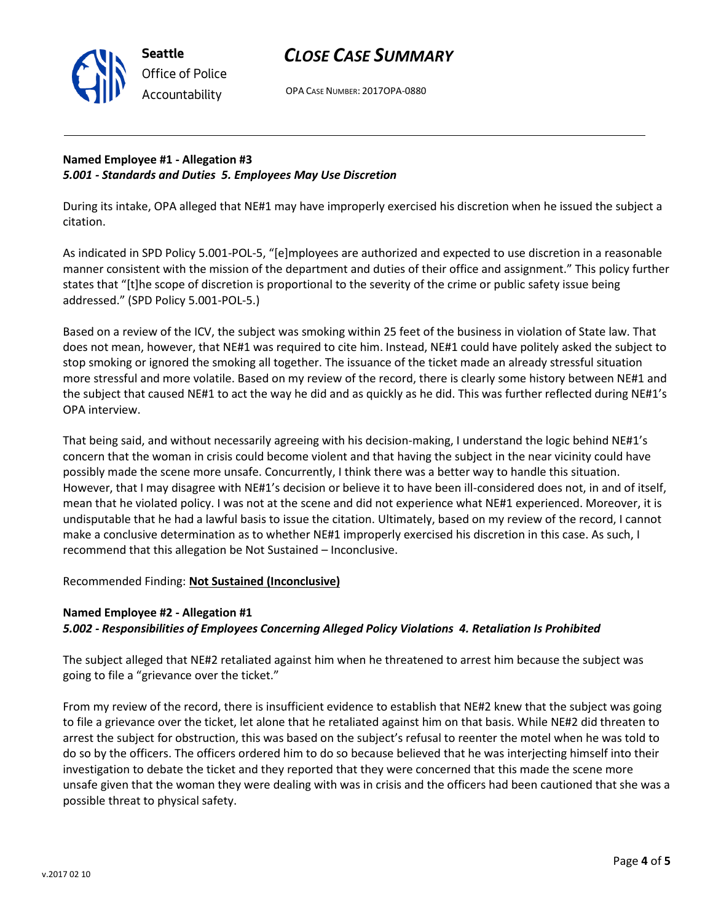**Named Employee #1 - Allegation #3**
***5.001 - Standards and Duties 5. Employees May Use Discretion***

During its intake, OPA alleged that NE#1 may have improperly exercised his discretion when he issued the subject a citation.

As indicated in SPD Policy 5.001-POL-5, "[e]mployees are authorized and expected to use discretion in a reasonable manner consistent with the mission of the department and duties of their office and assignment." This policy further states that "[t]he scope of discretion is proportional to the severity of the crime or public safety issue being addressed." (SPD Policy 5.001-POL-5.)

Based on a review of the ICV, the subject was smoking within 25 feet of the business in violation of State law. That does not mean, however, that NE#1 was required to cite him. Instead, NE#1 could have politely asked the subject to stop smoking or ignored the smoking all together. The issuance of the ticket made an already stressful situation more stressful and more volatile. Based on my review of the record, there is clearly some history between NE#1 and the subject that caused NE#1 to act the way he did and as quickly as he did. This was further reflected during NE#1's OPA interview.

That being said, and without necessarily agreeing with his decision-making, I understand the logic behind NE#1's concern that the woman in crisis could become violent and that having the subject in the near vicinity could have possibly made the scene more unsafe. Concurrently, I think there was a better way to handle this situation. However, that I may disagree with NE#1's decision or believe it to have been ill-considered does not, in and of itself, mean that he violated policy. I was not at the scene and did not experience what NE#1 experienced. Moreover, it is undisputable that he had a lawful basis to issue the citation. Ultimately, based on my review of the record, I cannot make a conclusive determination as to whether NE#1 improperly exercised his discretion in this case. As such, I recommend that this allegation be Not Sustained – Inconclusive.

Recommended Finding: **Not Sustained (Inconclusive)**

**Named Employee #2 - Allegation #1**
***5.002 - Responsibilities of Employees Concerning Alleged Policy Violations 4. Retaliation Is Prohibited***

The subject alleged that NE#2 retaliated against him when he threatened to arrest him because the subject was going to file a "grievance over the ticket."

From my review of the record, there is insufficient evidence to establish that NE#2 knew that the subject was going to file a grievance over the ticket, let alone that he retaliated against him on that basis. While NE#2 did threaten to arrest the subject for obstruction, this was based on the subject's refusal to reenter the motel when he was told to do so by the officers. The officers ordered him to do so because believed that he was interjecting himself into their investigation to debate the ticket and they reported that they were concerned that this made the scene more unsafe given that the woman they were dealing with was in crisis and the officers had been cautioned that she was a possible threat to physical safety.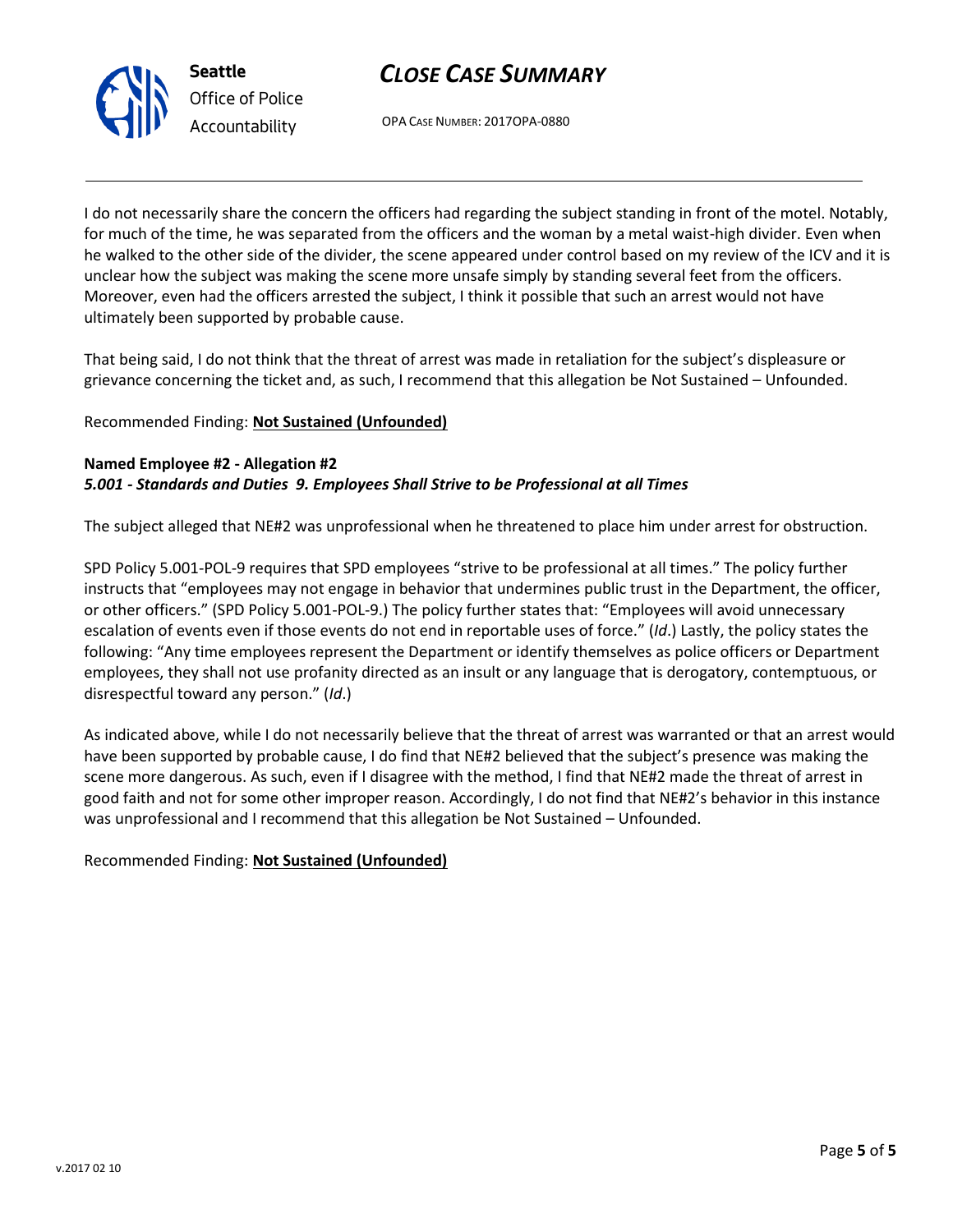I do not necessarily share the concern the officers had regarding the subject standing in front of the motel. Notably, for much of the time, he was separated from the officers and the woman by a metal waist-high divider. Even when he walked to the other side of the divider, the scene appeared under control based on my review of the ICV and it is unclear how the subject was making the scene more unsafe simply by standing several feet from the officers. Moreover, even had the officers arrested the subject, I think it possible that such an arrest would not have ultimately been supported by probable cause.

That being said, I do not think that the threat of arrest was made in retaliation for the subject's displeasure or grievance concerning the ticket and, as such, I recommend that this allegation be Not Sustained – Unfounded.

Recommended Finding: **Not Sustained (Unfounded)**

**Named Employee #2 - Allegation #2**
***5.001 - Standards and Duties 9. Employees Shall Strive to be Professional at all Times***

The subject alleged that NE#2 was unprofessional when he threatened to place him under arrest for obstruction.

SPD Policy 5.001-POL-9 requires that SPD employees "strive to be professional at all times." The policy further instructs that "employees may not engage in behavior that undermines public trust in the Department, the officer, or other officers." (SPD Policy 5.001-POL-9.) The policy further states that: "Employees will avoid unnecessary escalation of events even if those events do not end in reportable uses of force." (*Id*.) Lastly, the policy states the following: "Any time employees represent the Department or identify themselves as police officers or Department employees, they shall not use profanity directed as an insult or any language that is derogatory, contemptuous, or disrespectful toward any person." (*Id*.)

As indicated above, while I do not necessarily believe that the threat of arrest was warranted or that an arrest would have been supported by probable cause, I do find that NE#2 believed that the subject's presence was making the scene more dangerous. As such, even if I disagree with the method, I find that NE#2 made the threat of arrest in good faith and not for some other improper reason. Accordingly, I do not find that NE#2's behavior in this instance was unprofessional and I recommend that this allegation be Not Sustained – Unfounded.

Recommended Finding: **Not Sustained (Unfounded)**